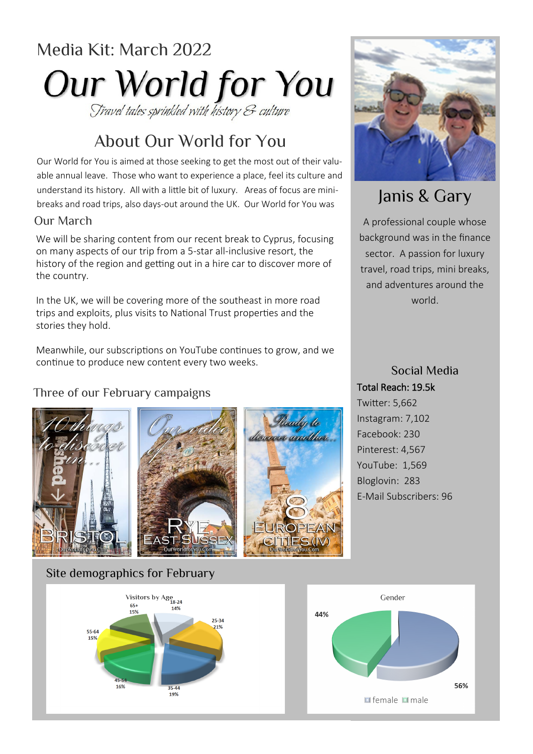Media Kit: March 2022

# Our World for You

*Travel tales sprinkled with history & culture*

## About Our World for You

Our World for You is aimed at those seeking to get the most out of their valuable annual leave. Those who want to experience a place, feel its culture and understand its history. All with a little bit of luxury. Areas of focus are mini-breaks and road trips, also days-out around the UK. Our World for You was

### Our March

We will be sharing content from our recent break to Cyprus, focusing on many aspects of our trip from a 5-star all-inclusive resort, the history of the region and getting out in a hire car to discover more of the country.

In the UK, we will be covering more of the southeast in more road trips and exploits, plus visits to National Trust properties and the stories they hold.

Meanwhile, our subscriptions on YouTube continues to grow, and we continue to produce new content every two weeks.

### Three of our February campaigns

10 things to discover in... BRISTOL — OurWorldforYou.Com

Our video of RYE EAST SUSSEX — OurWorldforYou.Com

Ready to discover another... 8 EUROPEAN CITIES (IV) — OurWorldforYou.Com

## Janis & Gary

A professional couple whose background was in the finance sector. A passion for luxury travel, road trips, mini breaks, and adventures around the world.

### Social Media

**Total Reach: 19.5k**

Twitter: 5,662
Instagram: 7,102
Facebook: 230
Pinterest: 4,567
YouTube: 1,569
Bloglovin: 283
E-Mail Subscribers: 96

### Site demographics for February

**Visitors by Age**

| Age | Share |
|---|---|
| 18-24 | 14% |
| 25-34 | 21% |
| 35-44 | 19% |
| 45-54 | 16% |
| 55-64 | 15% |
| 65+ | 15% |

**Gender**

| Gender | Share |
|---|---|
| female | 44% |
| male | 56% |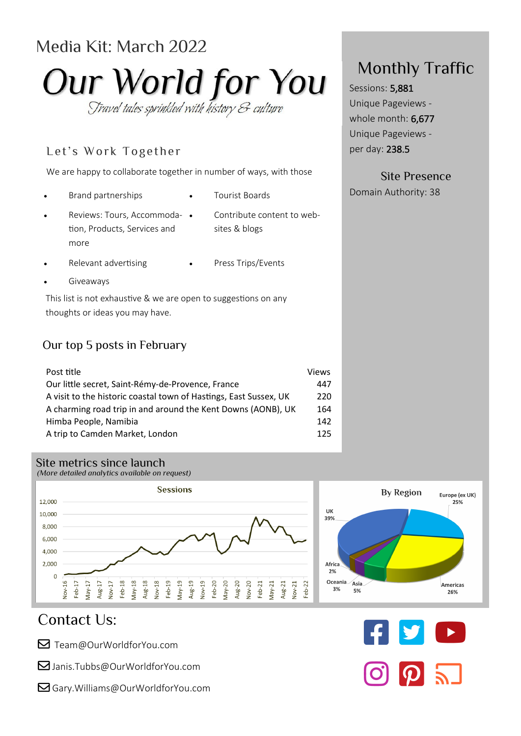Media Kit: March 2022

# Our World for You

*Travel tales sprinkled with history & culture*

## Let's Work Together

We are happy to collaborate together in number of ways, with those

- Brand partnerships
- Reviews: Tours, Accommodation, Products, Services and more
- Relevant advertising
- Giveaways
- Tourist Boards
- Contribute content to websites & blogs
- Press Trips/Events

This list is not exhaustive & we are open to suggestions on any thoughts or ideas you may have.

## Our top 5 posts in February

| Post title | Views |
|---|---|
| Our little secret, Saint-Rémy-de-Provence, France | 447 |
| A visit to the historic coastal town of Hastings, East Sussex, UK | 220 |
| A charming road trip in and around the Kent Downs (AONB), UK | 164 |
| Himba People, Namibia | 142 |
| A trip to Camden Market, London | 125 |

## Monthly Traffic

Sessions: **5,881**

Unique Pageviews - whole month: **6,677**

Unique Pageviews - per day: **238.5**

## Site Presence

Domain Authority: 38

## Site metrics since launch

*(More detailed analytics available on request)*

Sessions

12,000
10,000
8,000
6,000
4,000
2,000
0

Nov-16, Feb-17, May-17, Aug-17, Nov-17, Feb-18, May-18, Aug-18, Nov-18, Feb-19, May-19, Aug-19, Nov-19, Feb-20, May-20, Aug-20, Nov-20, Feb-21, May-21, Aug-21, Nov-21, Feb-22

By Region

UK 39%
Europe (ex UK) 25%
Americas 26%
Asia 5%
Oceania 3%
Africa 2%

## Contact Us:

Team@OurWorldforYou.com

Janis.Tubbs@OurWorldforYou.com

Gary.Williams@OurWorldforYou.com